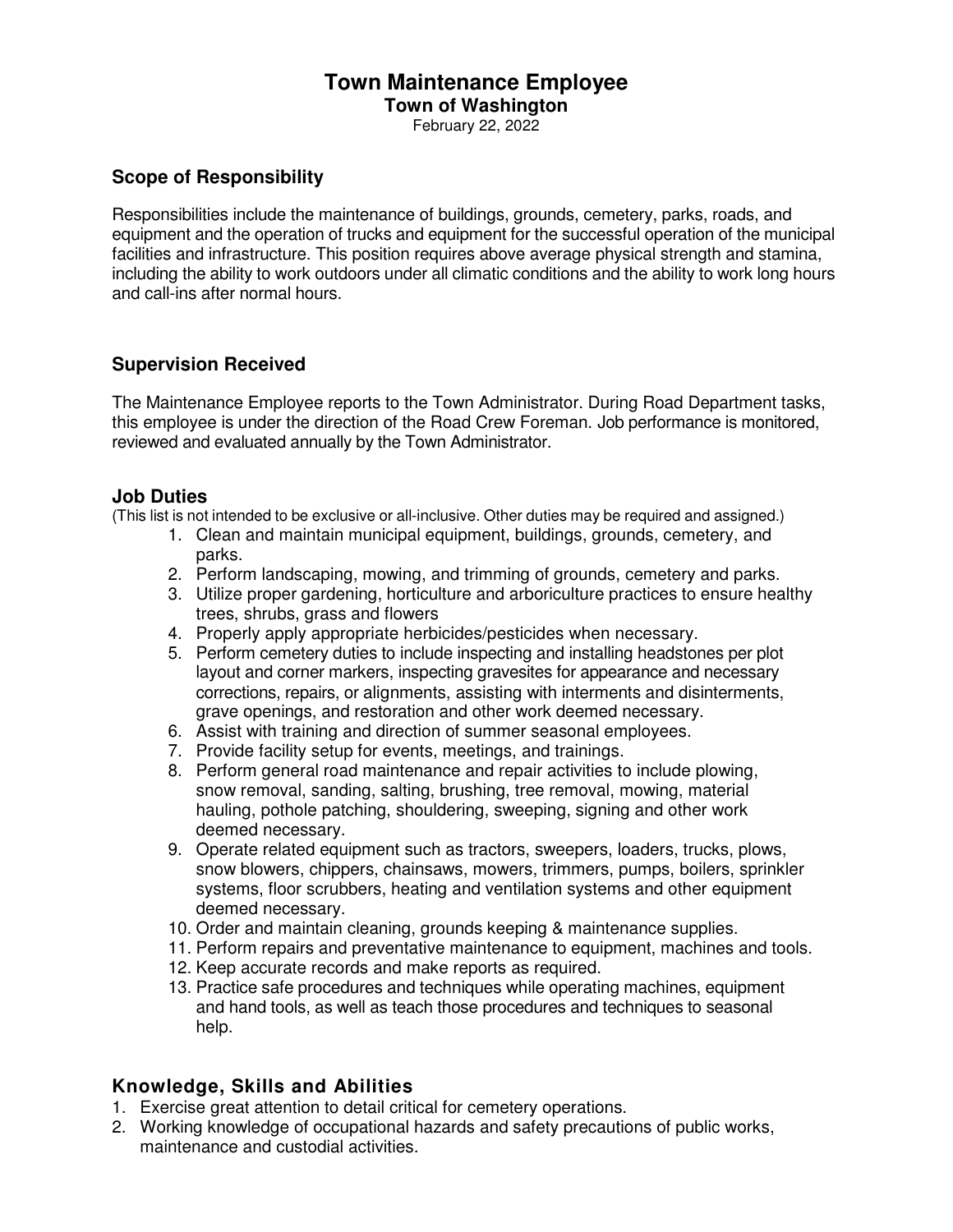# Town Maintenance Employee

**Town of Washington**

February 22, 2022

## Scope of Responsibility

Responsibilities include the maintenance of buildings, grounds, cemetery, parks, roads, and equipment and the operation of trucks and equipment for the successful operation of the municipal facilities and infrastructure. This position requires above average physical strength and stamina, including the ability to work outdoors under all climatic conditions and the ability to work long hours and call-ins after normal hours.

## Supervision Received

The Maintenance Employee reports to the Town Administrator. During Road Department tasks, this employee is under the direction of the Road Crew Foreman. Job performance is monitored, reviewed and evaluated annually by the Town Administrator.

## Job Duties

(This list is not intended to be exclusive or all-inclusive. Other duties may be required and assigned.)

1. Clean and maintain municipal equipment, buildings, grounds, cemetery, and parks.
2. Perform landscaping, mowing, and trimming of grounds, cemetery and parks.
3. Utilize proper gardening, horticulture and arboriculture practices to ensure healthy trees, shrubs, grass and flowers
4. Properly apply appropriate herbicides/pesticides when necessary.
5. Perform cemetery duties to include inspecting and installing headstones per plot layout and corner markers, inspecting gravesites for appearance and necessary corrections, repairs, or alignments, assisting with interments and disinterments, grave openings, and restoration and other work deemed necessary.
6. Assist with training and direction of summer seasonal employees.
7. Provide facility setup for events, meetings, and trainings.
8. Perform general road maintenance and repair activities to include plowing, snow removal, sanding, salting, brushing, tree removal, mowing, material hauling, pothole patching, shouldering, sweeping, signing and other work deemed necessary.
9. Operate related equipment such as tractors, sweepers, loaders, trucks, plows, snow blowers, chippers, chainsaws, mowers, trimmers, pumps, boilers, sprinkler systems, floor scrubbers, heating and ventilation systems and other equipment deemed necessary.
10. Order and maintain cleaning, grounds keeping & maintenance supplies.
11. Perform repairs and preventative maintenance to equipment, machines and tools.
12. Keep accurate records and make reports as required.
13. Practice safe procedures and techniques while operating machines, equipment and hand tools, as well as teach those procedures and techniques to seasonal help.

## Knowledge, Skills and Abilities

1. Exercise great attention to detail critical for cemetery operations.
2. Working knowledge of occupational hazards and safety precautions of public works, maintenance and custodial activities.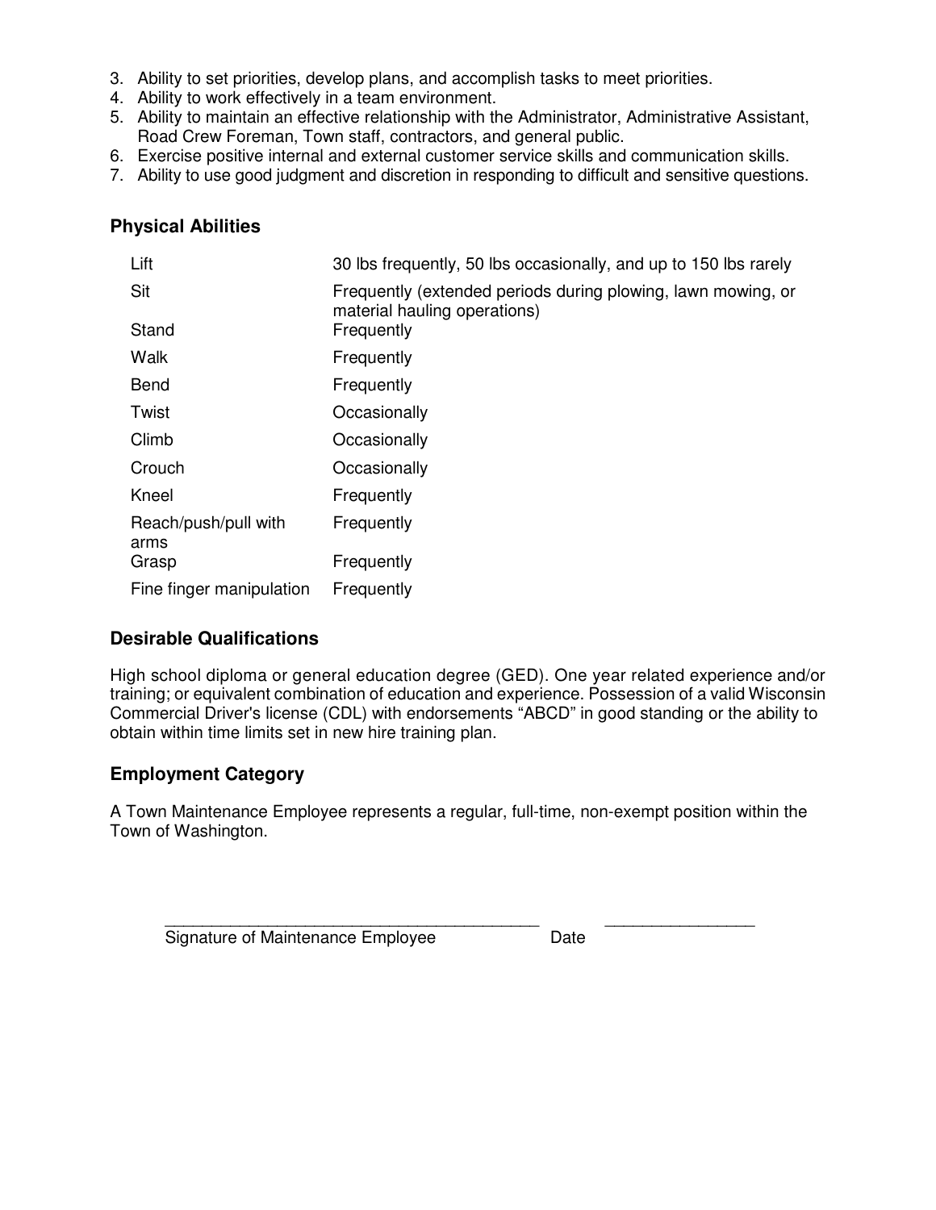3. Ability to set priorities, develop plans, and accomplish tasks to meet priorities.
4. Ability to work effectively in a team environment.
5. Ability to maintain an effective relationship with the Administrator, Administrative Assistant, Road Crew Foreman, Town staff, contractors, and general public.
6. Exercise positive internal and external customer service skills and communication skills.
7. Ability to use good judgment and discretion in responding to difficult and sensitive questions.

## Physical Abilities

| | |
|---|---|
| Lift | 30 lbs frequently, 50 lbs occasionally, and up to 150 lbs rarely |
| Sit | Frequently (extended periods during plowing, lawn mowing, or material hauling operations) |
| Stand | Frequently |
| Walk | Frequently |
| Bend | Frequently |
| Twist | Occasionally |
| Climb | Occasionally |
| Crouch | Occasionally |
| Kneel | Frequently |
| Reach/push/pull with arms | Frequently |
| Grasp | Frequently |
| Fine finger manipulation | Frequently |

## Desirable Qualifications

High school diploma or general education degree (GED). One year related experience and/or training; or equivalent combination of education and experience. Possession of a valid Wisconsin Commercial Driver's license (CDL) with endorsements "ABCD" in good standing or the ability to obtain within time limits set in new hire training plan.

## Employment Category

A Town Maintenance Employee represents a regular, full-time, non-exempt position within the Town of Washington.

\_\_\_\_\_\_\_\_\_\_\_\_\_\_\_\_\_\_\_\_\_\_\_\_\_\_\_\_\_\_\_\_\_\_\_\_\_\_\_\_ \_\_\_\_\_\_\_\_\_\_\_\_\_\_\_\_

Signature of Maintenance Employee Date